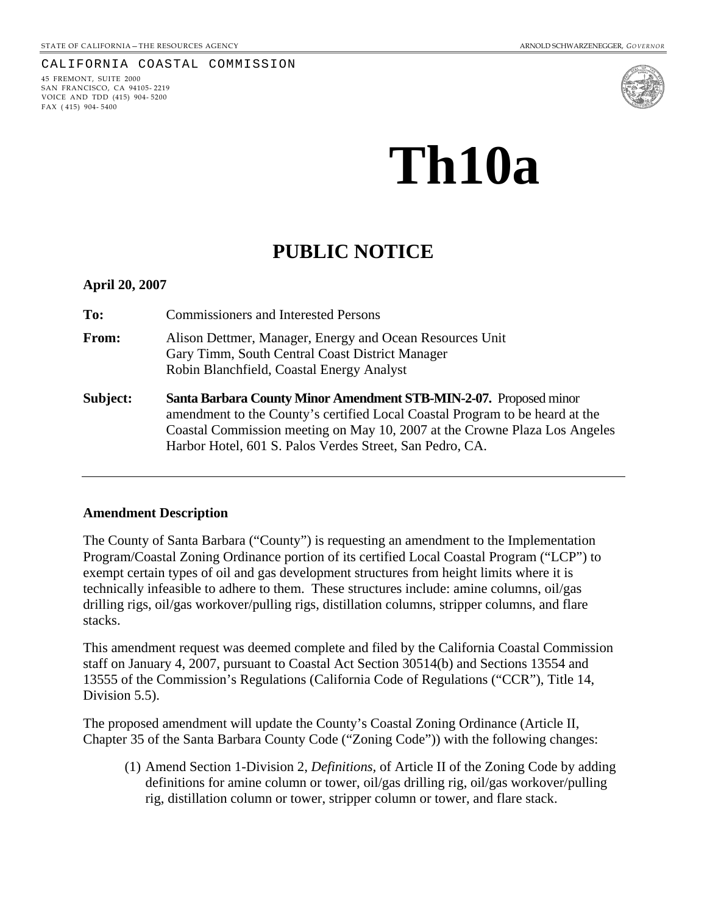STATE OF CALIFORNIA — THE RESOURCES AGENCY ARNOLD SCHWARZENEGGER, *GOVERNOR*

CALIFORNIA COASTAL COMMISSION

45 FREMONT, SUITE 2000
SAN FRANCISCO, CA 94105-2219
VOICE AND TDD (415) 904-5200
FAX (415) 904-5400

# Th10a

## PUBLIC NOTICE

**April 20, 2007**

**To:** Commissioners and Interested Persons

**From:** Alison Dettmer, Manager, Energy and Ocean Resources Unit
Gary Timm, South Central Coast District Manager
Robin Blanchfield, Coastal Energy Analyst

**Subject:** **Santa Barbara County Minor Amendment STB-MIN-2-07.** Proposed minor amendment to the County's certified Local Coastal Program to be heard at the Coastal Commission meeting on May 10, 2007 at the Crowne Plaza Los Angeles Harbor Hotel, 601 S. Palos Verdes Street, San Pedro, CA.

---

**Amendment Description**

The County of Santa Barbara ("County") is requesting an amendment to the Implementation Program/Coastal Zoning Ordinance portion of its certified Local Coastal Program ("LCP") to exempt certain types of oil and gas development structures from height limits where it is technically infeasible to adhere to them. These structures include: amine columns, oil/gas drilling rigs, oil/gas workover/pulling rigs, distillation columns, stripper columns, and flare stacks.

This amendment request was deemed complete and filed by the California Coastal Commission staff on January 4, 2007, pursuant to Coastal Act Section 30514(b) and Sections 13554 and 13555 of the Commission's Regulations (California Code of Regulations ("CCR"), Title 14, Division 5.5).

The proposed amendment will update the County's Coastal Zoning Ordinance (Article II, Chapter 35 of the Santa Barbara County Code ("Zoning Code")) with the following changes:

(1) Amend Section 1-Division 2, *Definitions*, of Article II of the Zoning Code by adding definitions for amine column or tower, oil/gas drilling rig, oil/gas workover/pulling rig, distillation column or tower, stripper column or tower, and flare stack.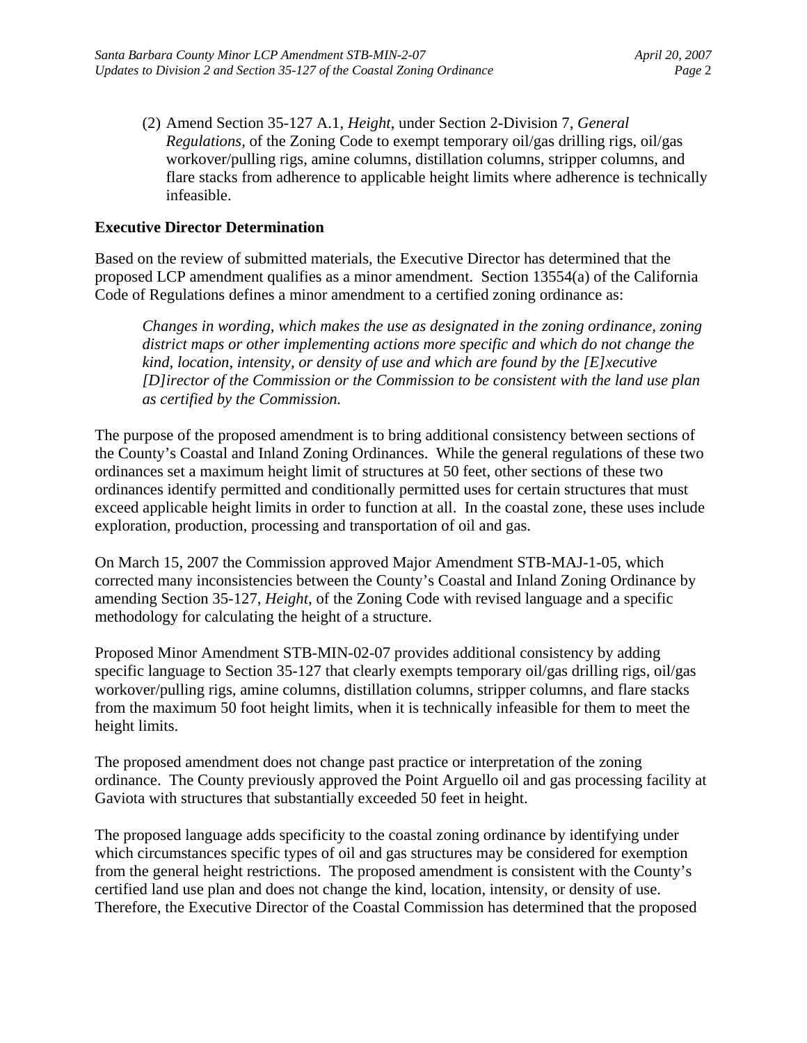(2) Amend Section 35-127 A.1, *Height*, under Section 2-Division 7, *General Regulations*, of the Zoning Code to exempt temporary oil/gas drilling rigs, oil/gas workover/pulling rigs, amine columns, distillation columns, stripper columns, and flare stacks from adherence to applicable height limits where adherence is technically infeasible.

**Executive Director Determination**

Based on the review of submitted materials, the Executive Director has determined that the proposed LCP amendment qualifies as a minor amendment. Section 13554(a) of the California Code of Regulations defines a minor amendment to a certified zoning ordinance as:

> *Changes in wording, which makes the use as designated in the zoning ordinance, zoning district maps or other implementing actions more specific and which do not change the kind, location, intensity, or density of use and which are found by the [E]xecutive [D]irector of the Commission or the Commission to be consistent with the land use plan as certified by the Commission.*

The purpose of the proposed amendment is to bring additional consistency between sections of the County's Coastal and Inland Zoning Ordinances. While the general regulations of these two ordinances set a maximum height limit of structures at 50 feet, other sections of these two ordinances identify permitted and conditionally permitted uses for certain structures that must exceed applicable height limits in order to function at all. In the coastal zone, these uses include exploration, production, processing and transportation of oil and gas.

On March 15, 2007 the Commission approved Major Amendment STB-MAJ-1-05, which corrected many inconsistencies between the County's Coastal and Inland Zoning Ordinance by amending Section 35-127, *Height*, of the Zoning Code with revised language and a specific methodology for calculating the height of a structure.

Proposed Minor Amendment STB-MIN-02-07 provides additional consistency by adding specific language to Section 35-127 that clearly exempts temporary oil/gas drilling rigs, oil/gas workover/pulling rigs, amine columns, distillation columns, stripper columns, and flare stacks from the maximum 50 foot height limits, when it is technically infeasible for them to meet the height limits.

The proposed amendment does not change past practice or interpretation of the zoning ordinance. The County previously approved the Point Arguello oil and gas processing facility at Gaviota with structures that substantially exceeded 50 feet in height.

The proposed language adds specificity to the coastal zoning ordinance by identifying under which circumstances specific types of oil and gas structures may be considered for exemption from the general height restrictions. The proposed amendment is consistent with the County's certified land use plan and does not change the kind, location, intensity, or density of use. Therefore, the Executive Director of the Coastal Commission has determined that the proposed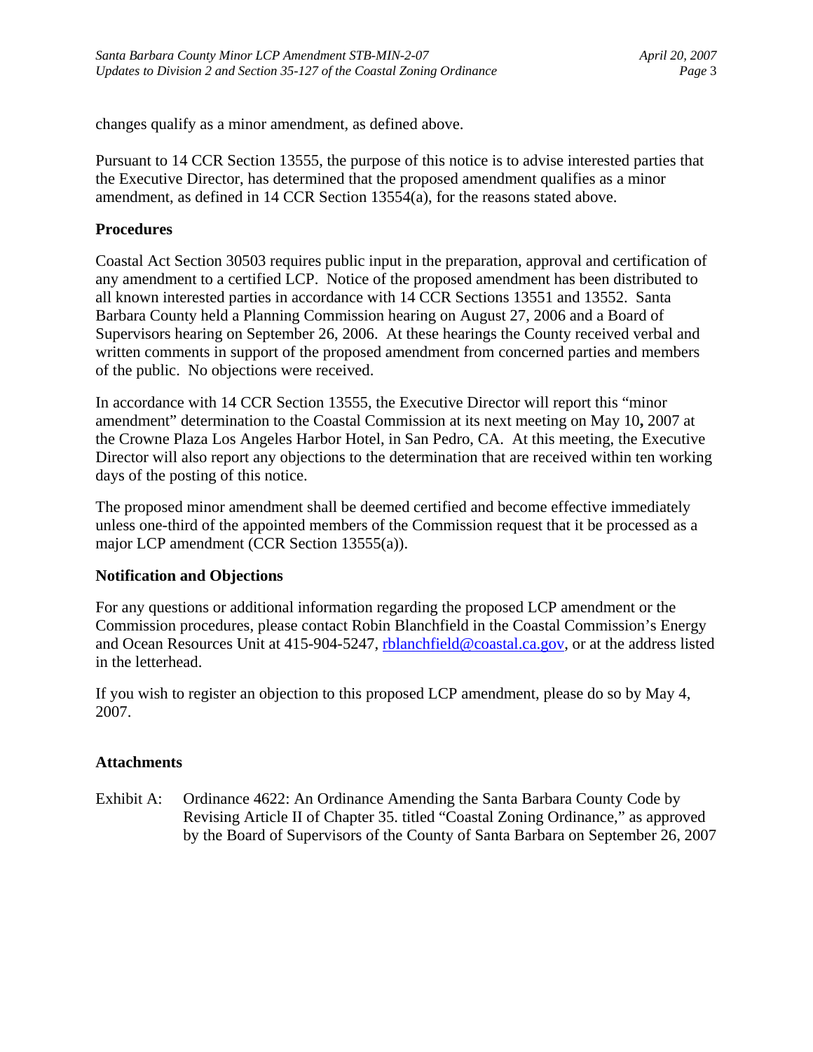changes qualify as a minor amendment, as defined above.

Pursuant to 14 CCR Section 13555, the purpose of this notice is to advise interested parties that the Executive Director, has determined that the proposed amendment qualifies as a minor amendment, as defined in 14 CCR Section 13554(a), for the reasons stated above.

## Procedures

Coastal Act Section 30503 requires public input in the preparation, approval and certification of any amendment to a certified LCP. Notice of the proposed amendment has been distributed to all known interested parties in accordance with 14 CCR Sections 13551 and 13552. Santa Barbara County held a Planning Commission hearing on August 27, 2006 and a Board of Supervisors hearing on September 26, 2006. At these hearings the County received verbal and written comments in support of the proposed amendment from concerned parties and members of the public. No objections were received.

In accordance with 14 CCR Section 13555, the Executive Director will report this "minor amendment" determination to the Coastal Commission at its next meeting on May 10**,** 2007 at the Crowne Plaza Los Angeles Harbor Hotel, in San Pedro, CA. At this meeting, the Executive Director will also report any objections to the determination that are received within ten working days of the posting of this notice.

The proposed minor amendment shall be deemed certified and become effective immediately unless one-third of the appointed members of the Commission request that it be processed as a major LCP amendment (CCR Section 13555(a)).

## Notification and Objections

For any questions or additional information regarding the proposed LCP amendment or the Commission procedures, please contact Robin Blanchfield in the Coastal Commission's Energy and Ocean Resources Unit at 415-904-5247, rblanchfield@coastal.ca.gov, or at the address listed in the letterhead.

If you wish to register an objection to this proposed LCP amendment, please do so by May 4, 2007.

## Attachments

Exhibit A: Ordinance 4622: An Ordinance Amending the Santa Barbara County Code by Revising Article II of Chapter 35. titled "Coastal Zoning Ordinance," as approved by the Board of Supervisors of the County of Santa Barbara on September 26, 2007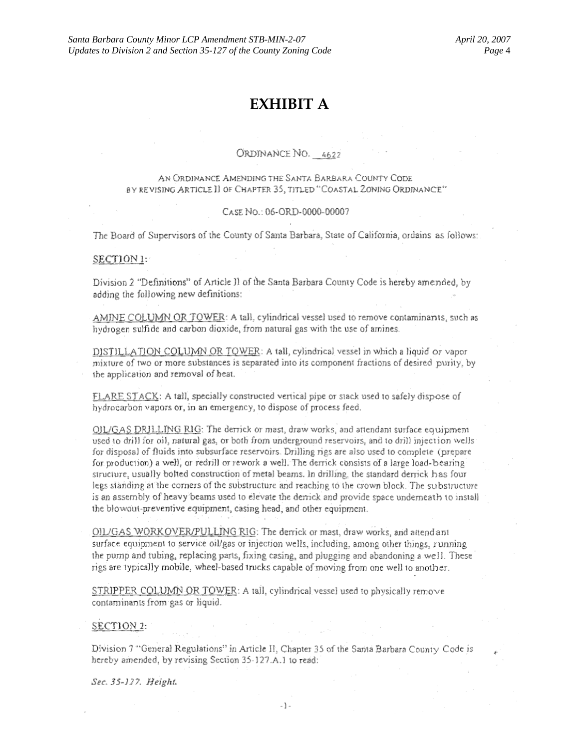# EXHIBIT A

ORDINANCE NO. 4622

AN ORDINANCE AMENDING THE SANTA BARBARA COUNTY CODE BY REVISING ARTICLE II OF CHAPTER 35, TITLED "COASTAL ZONING ORDINANCE"

CASE NO.: 06-ORD-0000-00007

The Board of Supervisors of the County of Santa Barbara, State of California, ordains as follows:

SECTION 1:

Division 2 "Definitions" of Article II of the Santa Barbara County Code is hereby amended, by adding the following new definitions:

AMINE COLUMN OR TOWER: A tall, cylindrical vessel used to remove contaminants, such as hydrogen sulfide and carbon dioxide, from natural gas with the use of amines.

DISTILLATION COLUMN OR TOWER: A tall, cylindrical vessel in which a liquid or vapor mixture of two or more substances is separated into its component fractions of desired purity, by the application and removal of heat.

FLARE STACK: A tall, specially constructed vertical pipe or stack used to safely dispose of hydrocarbon vapors or, in an emergency, to dispose of process feed.

OIL/GAS DRILLING RIG: The derrick or mast, draw works, and attendant surface equipment used to drill for oil, natural gas, or both from underground reservoirs, and to drill injection wells for disposal of fluids into subsurface reservoirs. Drilling rigs are also used to complete (prepare for production) a well, or redrill or rework a well. The derrick consists of a large load-bearing structure, usually bolted construction of metal beams. In drilling, the standard derrick has four legs standing at the corners of the substructure and reaching to the crown block. The substructure is an assembly of heavy beams used to elevate the derrick and provide space underneath to install the blowout-preventive equipment, casing head, and other equipment.

OIL/GAS WORKOVER/PULLING RIG: The derrick or mast, draw works, and attendant surface equipment to service oil/gas or injection wells, including, among other things, running the pump and tubing, replacing parts, fixing casing, and plugging and abandoning a well. These rigs are typically mobile, wheel-based trucks capable of moving from one well to another.

STRIPPER COLUMN OR TOWER: A tall, cylindrical vessel used to physically remove contaminants from gas or liquid.

SECTION 2:

Division 7 "General Regulations" in Article II, Chapter 35 of the Santa Barbara County Code is hereby amended, by revising Section 35-127.A.1 to read:

*Sec. 35-127. Height.*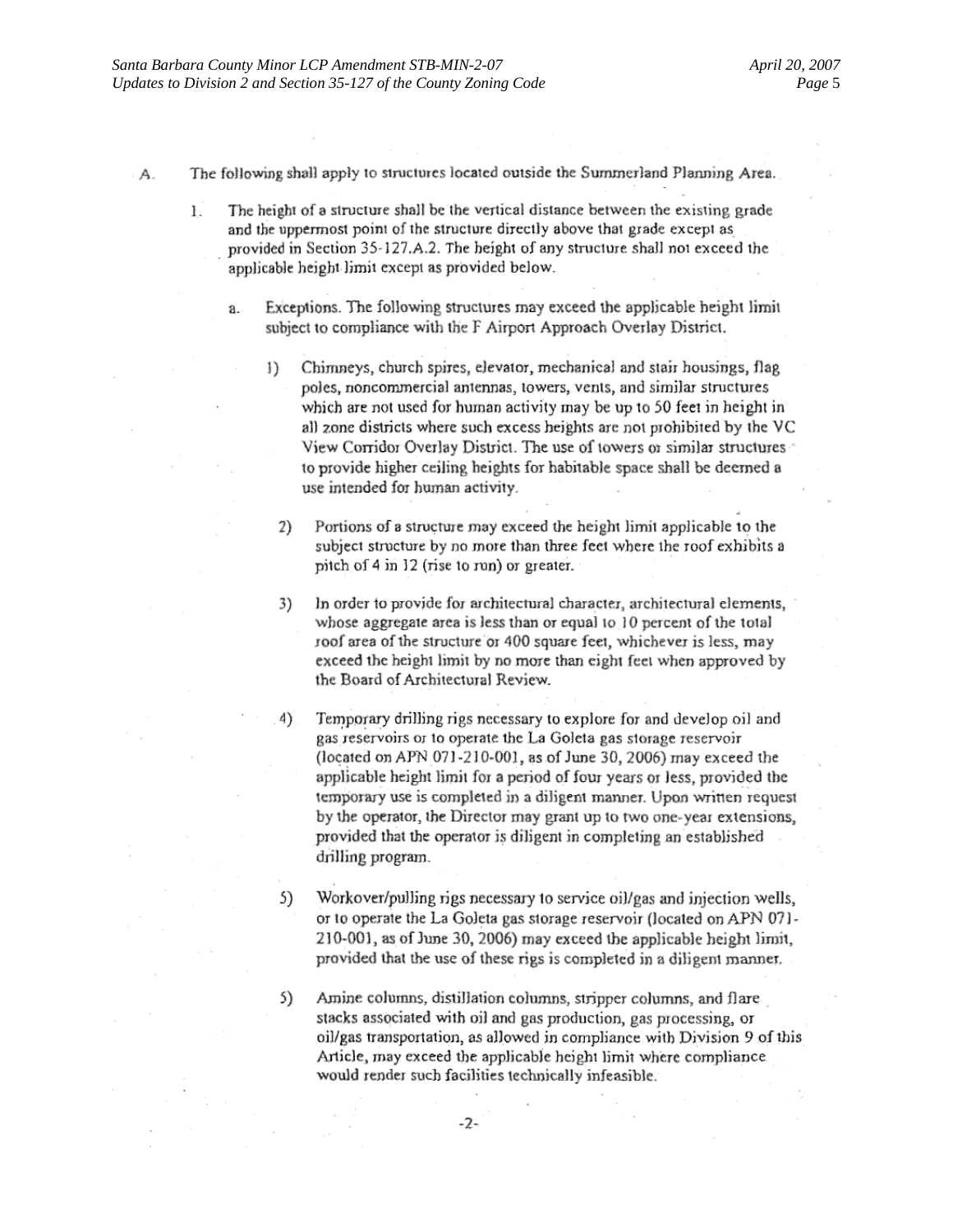A. The following shall apply to structures located outside the Summerland Planning Area.

1. The height of a structure shall be the vertical distance between the existing grade and the uppermost point of the structure directly above that grade except as provided in Section 35-127.A.2. The height of any structure shall not exceed the applicable height limit except as provided below.

   a. Exceptions. The following structures may exceed the applicable height limit subject to compliance with the F Airport Approach Overlay District.

      1) Chimneys, church spires, elevator, mechanical and stair housings, flag poles, noncommercial antennas, towers, vents, and similar structures which are not used for human activity may be up to 50 feet in height in all zone districts where such excess heights are not prohibited by the VC View Corridor Overlay District. The use of towers or similar structures to provide higher ceiling heights for habitable space shall be deemed a use intended for human activity.

      2) Portions of a structure may exceed the height limit applicable to the subject structure by no more than three feet where the roof exhibits a pitch of 4 in 12 (rise to run) or greater.

      3) In order to provide for architectural character, architectural elements, whose aggregate area is less than or equal to 10 percent of the total roof area of the structure or 400 square feet, whichever is less, may exceed the height limit by no more than eight feet when approved by the Board of Architectural Review.

      4) Temporary drilling rigs necessary to explore for and develop oil and gas reservoirs or to operate the La Goleta gas storage reservoir (located on APN 071-210-001, as of June 30, 2006) may exceed the applicable height limit for a period of four years or less, provided the temporary use is completed in a diligent manner. Upon written request by the operator, the Director may grant up to two one-year extensions, provided that the operator is diligent in completing an established drilling program.

      5) Workover/pulling rigs necessary to service oil/gas and injection wells, or to operate the La Goleta gas storage reservoir (located on APN 071-210-001, as of June 30, 2006) may exceed the applicable height limit, provided that the use of these rigs is completed in a diligent manner.

      5) Amine columns, distillation columns, stripper columns, and flare stacks associated with oil and gas production, gas processing, or oil/gas transportation, as allowed in compliance with Division 9 of this Article, may exceed the applicable height limit where compliance would render such facilities technically infeasible.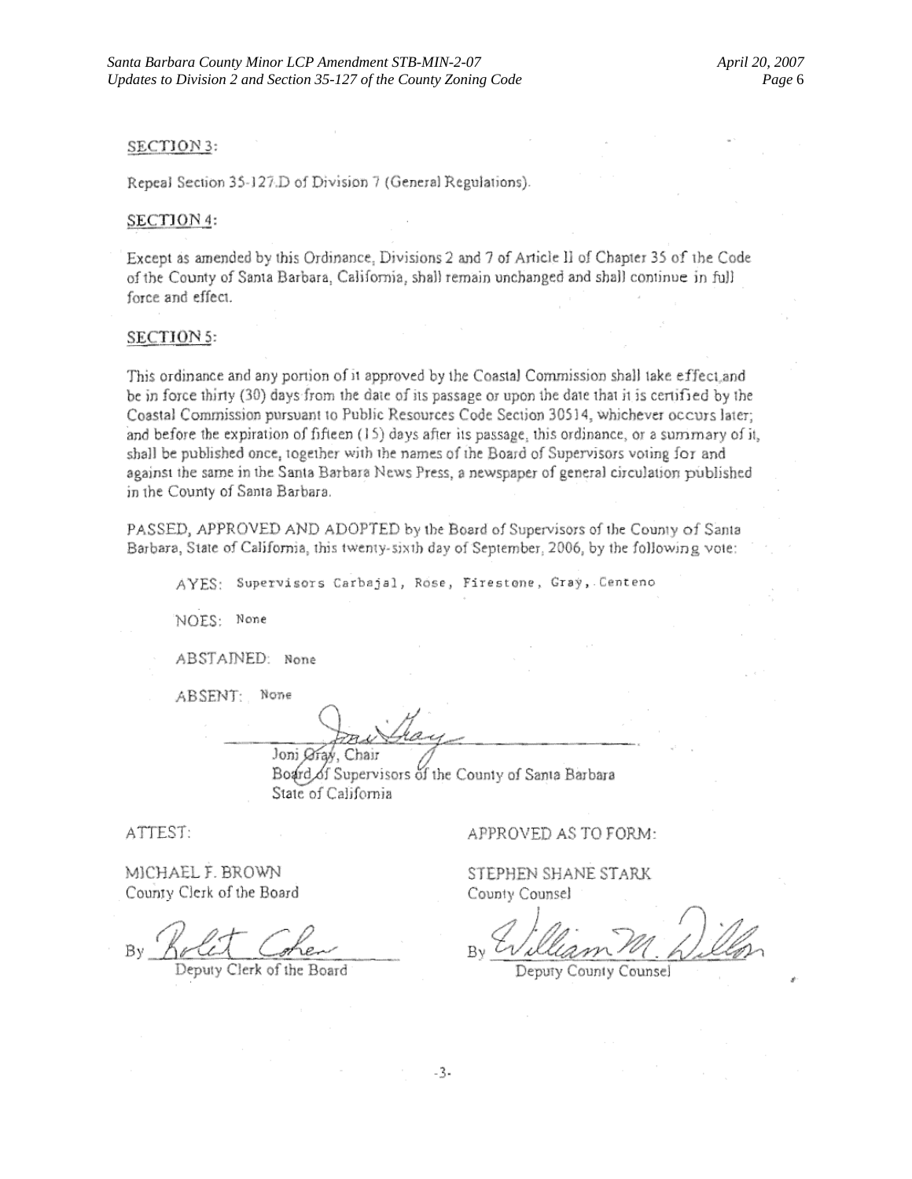SECTION 3:

Repeal Section 35-127.D of Division 7 (General Regulations).

SECTION 4:

Except as amended by this Ordinance, Divisions 2 and 7 of Article II of Chapter 35 of the Code of the County of Santa Barbara, California, shall remain unchanged and shall continue in full force and effect.

SECTION 5:

This ordinance and any portion of it approved by the Coastal Commission shall take effect and be in force thirty (30) days from the date of its passage or upon the date that it is certified by the Coastal Commission pursuant to Public Resources Code Section 30514, whichever occurs later; and before the expiration of fifteen (15) days after its passage, this ordinance, or a summary of it, shall be published once, together with the names of the Board of Supervisors voting for and against the same in the Santa Barbara News Press, a newspaper of general circulation published in the County of Santa Barbara.

PASSED, APPROVED AND ADOPTED by the Board of Supervisors of the County of Santa Barbara, State of California, this twenty-sixth day of September, 2006, by the following vote:

AYES: Supervisors Carbajal, Rose, Firestone, Gray, Centeno

NOES: None

ABSTAINED: None

ABSENT: None

Joni Gray, Chair
Board of Supervisors of the County of Santa Barbara
State of California

ATTEST:

MICHAEL F. BROWN
County Clerk of the Board

By ______________________
Deputy Clerk of the Board

APPROVED AS TO FORM:

STEPHEN SHANE STARK
County Counsel

By ______________________
Deputy County Counsel